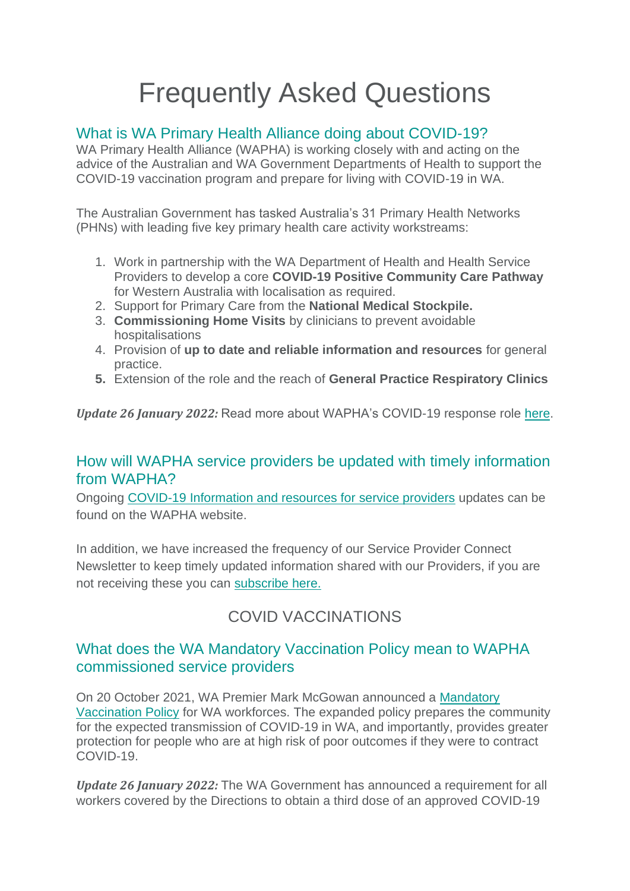# Frequently Asked Questions

## What is WA Primary Health Alliance doing about COVID-19?

WA Primary Health Alliance (WAPHA) is working closely with and acting on the advice of the Australian and WA Government Departments of Health to support the COVID-19 vaccination program and prepare for living with COVID-19 in WA.

The Australian Government has tasked Australia's 31 Primary Health Networks (PHNs) with leading five key primary health care activity workstreams:

1. Work in partnership with the WA Department of Health and Health Service Providers to develop a core **COVID-19 Positive Community Care Pathway** for Western Australia with localisation as required.
2. Support for Primary Care from the **National Medical Stockpile.**
3. **Commissioning Home Visits** by clinicians to prevent avoidable hospitalisations
4. Provision of **up to date and reliable information and resources** for general practice.
5. Extension of the role and the reach of **General Practice Respiratory Clinics**

***Update 26 January 2022:*** Read more about WAPHA's COVID-19 response role here.

## How will WAPHA service providers be updated with timely information from WAPHA?

Ongoing COVID-19 Information and resources for service providers updates can be found on the WAPHA website.

In addition, we have increased the frequency of our Service Provider Connect Newsletter to keep timely updated information shared with our Providers, if you are not receiving these you can subscribe here.

# COVID VACCINATIONS

## What does the WA Mandatory Vaccination Policy mean to WAPHA commissioned service providers

On 20 October 2021, WA Premier Mark McGowan announced a Mandatory Vaccination Policy for WA workforces. The expanded policy prepares the community for the expected transmission of COVID-19 in WA, and importantly, provides greater protection for people who are at high risk of poor outcomes if they were to contract COVID-19.

***Update 26 January 2022:*** The WA Government has announced a requirement for all workers covered by the Directions to obtain a third dose of an approved COVID-19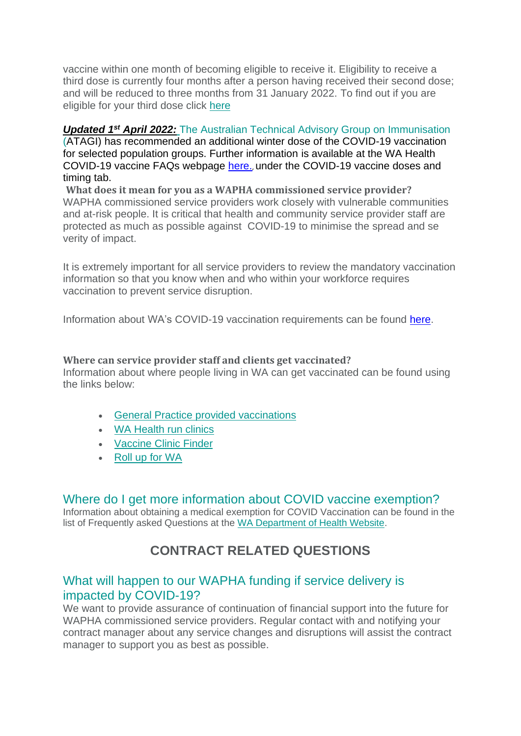vaccine within one month of becoming eligible to receive it. Eligibility to receive a third dose is currently four months after a person having received their second dose; and will be reduced to three months from 31 January 2022. To find out if you are eligible for your third dose click here

***Updated 1st April 2022:*** The Australian Technical Advisory Group on Immunisation (ATAGI) has recommended an additional winter dose of the COVID-19 vaccination for selected population groups. Further information is available at the WA Health COVID-19 vaccine FAQs webpage here., under the COVID-19 vaccine doses and timing tab.

**What does it mean for you as a WAPHA commissioned service provider?**

WAPHA commissioned service providers work closely with vulnerable communities and at-risk people. It is critical that health and community service provider staff are protected as much as possible against COVID-19 to minimise the spread and se verity of impact.

It is extremely important for all service providers to review the mandatory vaccination information so that you know when and who within your workforce requires vaccination to prevent service disruption.

Information about WA's COVID-19 vaccination requirements can be found here.

**Where can service provider staff and clients get vaccinated?**

Information about where people living in WA can get vaccinated can be found using the links below:

- General Practice provided vaccinations
- WA Health run clinics
- Vaccine Clinic Finder
- Roll up for WA

## Where do I get more information about COVID vaccine exemption?

Information about obtaining a medical exemption for COVID Vaccination can be found in the list of Frequently asked Questions at the WA Department of Health Website.

# CONTRACT RELATED QUESTIONS

## What will happen to our WAPHA funding if service delivery is impacted by COVID-19?

We want to provide assurance of continuation of financial support into the future for WAPHA commissioned service providers. Regular contact with and notifying your contract manager about any service changes and disruptions will assist the contract manager to support you as best as possible.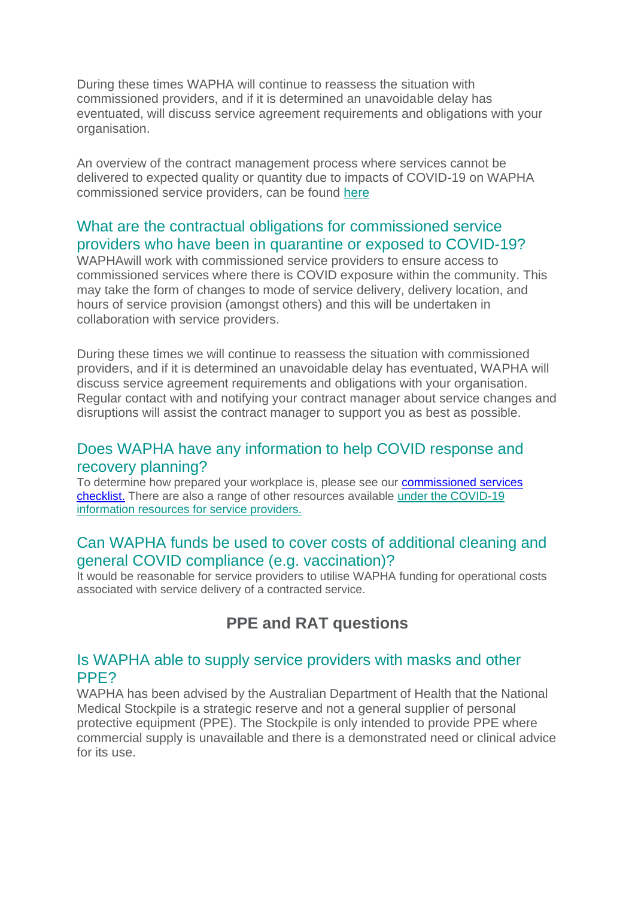During these times WAPHA will continue to reassess the situation with commissioned providers, and if it is determined an unavoidable delay has eventuated, will discuss service agreement requirements and obligations with your organisation.

An overview of the contract management process where services cannot be delivered to expected quality or quantity due to impacts of COVID-19 on WAPHA commissioned service providers, can be found [here]()

### What are the contractual obligations for commissioned service providers who have been in quarantine or exposed to COVID-19?

WAPHAwill work with commissioned service providers to ensure access to commissioned services where there is COVID exposure within the community. This may take the form of changes to mode of service delivery, delivery location, and hours of service provision (amongst others) and this will be undertaken in collaboration with service providers.

During these times we will continue to reassess the situation with commissioned providers, and if it is determined an unavoidable delay has eventuated, WAPHA will discuss service agreement requirements and obligations with your organisation. Regular contact with and notifying your contract manager about service changes and disruptions will assist the contract manager to support you as best as possible.

### Does WAPHA have any information to help COVID response and recovery planning?

To determine how prepared your workplace is, please see our [commissioned services checklist.]() There are also a range of other resources available [under the COVID-19 information resources for service providers.]()

### Can WAPHA funds be used to cover costs of additional cleaning and general COVID compliance (e.g. vaccination)?

It would be reasonable for service providers to utilise WAPHA funding for operational costs associated with service delivery of a contracted service.

## PPE and RAT questions

### Is WAPHA able to supply service providers with masks and other PPE?

WAPHA has been advised by the Australian Department of Health that the National Medical Stockpile is a strategic reserve and not a general supplier of personal protective equipment (PPE). The Stockpile is only intended to provide PPE where commercial supply is unavailable and there is a demonstrated need or clinical advice for its use.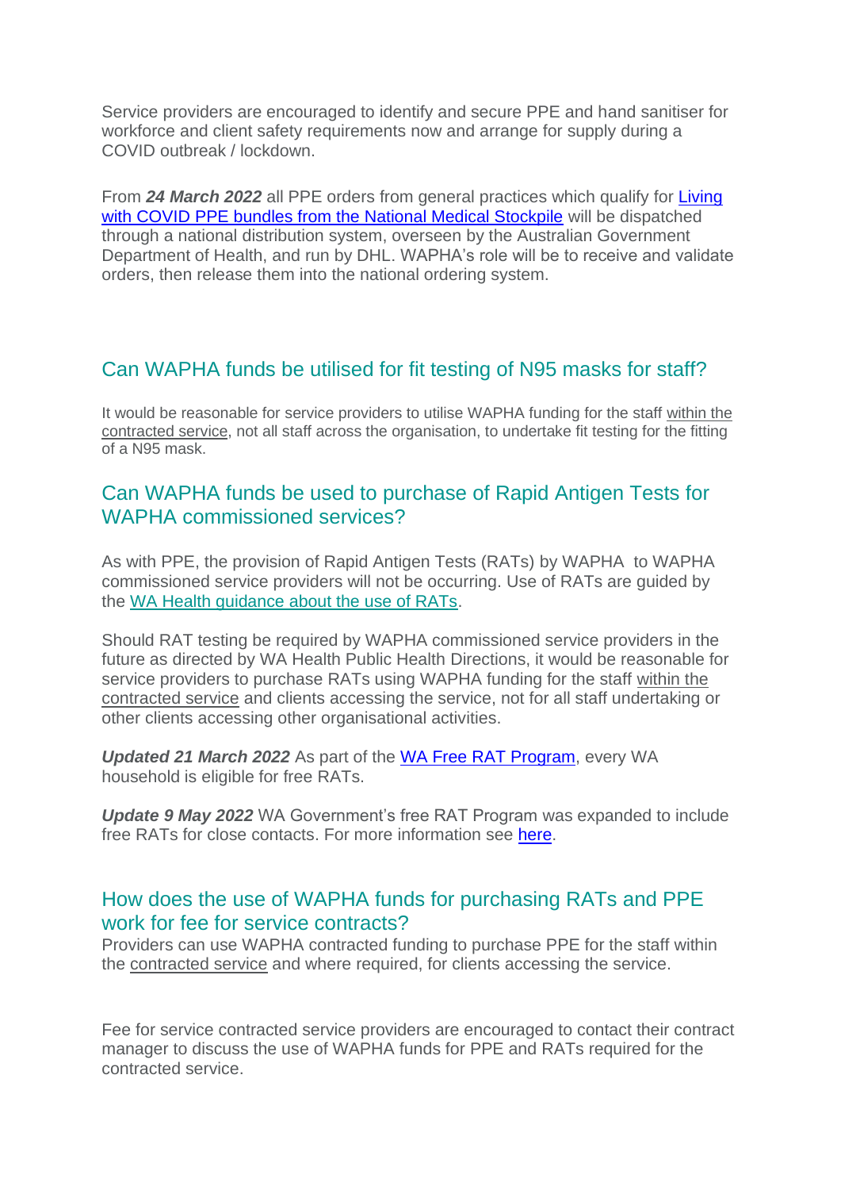Service providers are encouraged to identify and secure PPE and hand sanitiser for workforce and client safety requirements now and arrange for supply during a COVID outbreak / lockdown.

From ***24 March 2022*** all PPE orders from general practices which qualify for Living with COVID PPE bundles from the National Medical Stockpile will be dispatched through a national distribution system, overseen by the Australian Government Department of Health, and run by DHL. WAPHA's role will be to receive and validate orders, then release them into the national ordering system.

## Can WAPHA funds be utilised for fit testing of N95 masks for staff?

It would be reasonable for service providers to utilise WAPHA funding for the staff within the contracted service, not all staff across the organisation, to undertake fit testing for the fitting of a N95 mask.

## Can WAPHA funds be used to purchase of Rapid Antigen Tests for WAPHA commissioned services?

As with PPE, the provision of Rapid Antigen Tests (RATs) by WAPHA to WAPHA commissioned service providers will not be occurring. Use of RATs are guided by the WA Health guidance about the use of RATs.

Should RAT testing be required by WAPHA commissioned service providers in the future as directed by WA Health Public Health Directions, it would be reasonable for service providers to purchase RATs using WAPHA funding for the staff within the contracted service and clients accessing the service, not for all staff undertaking or other clients accessing other organisational activities.

***Updated 21 March 2022*** As part of the WA Free RAT Program, every WA household is eligible for free RATs.

***Update 9 May 2022*** WA Government's free RAT Program was expanded to include free RATs for close contacts. For more information see here.

## How does the use of WAPHA funds for purchasing RATs and PPE work for fee for service contracts?

Providers can use WAPHA contracted funding to purchase PPE for the staff within the contracted service and where required, for clients accessing the service.

Fee for service contracted service providers are encouraged to contact their contract manager to discuss the use of WAPHA funds for PPE and RATs required for the contracted service.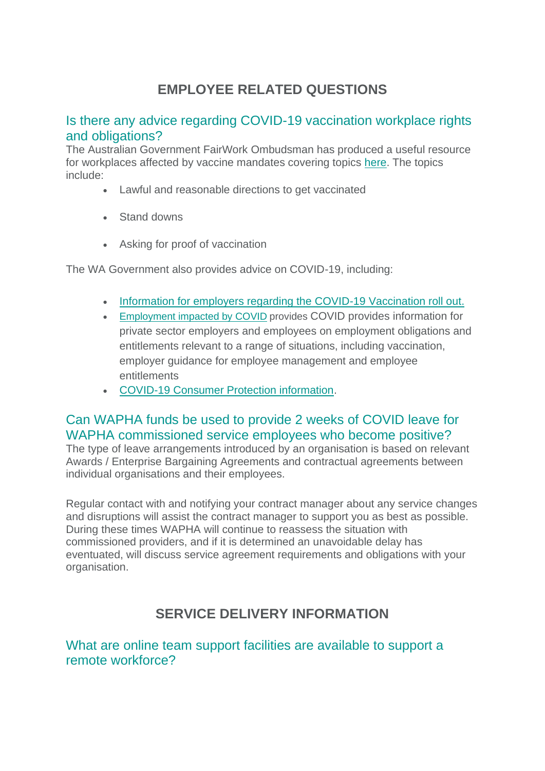## EMPLOYEE RELATED QUESTIONS

### Is there any advice regarding COVID-19 vaccination workplace rights and obligations?

The Australian Government FairWork Ombudsman has produced a useful resource for workplaces affected by vaccine mandates covering topics here. The topics include:

- Lawful and reasonable directions to get vaccinated
- Stand downs
- Asking for proof of vaccination

The WA Government also provides advice on COVID-19, including:

- Information for employers regarding the COVID-19 Vaccination roll out.
- Employment impacted by COVID provides COVID provides information for private sector employers and employees on employment obligations and entitlements relevant to a range of situations, including vaccination, employer guidance for employee management and employee entitlements
- COVID-19 Consumer Protection information.

### Can WAPHA funds be used to provide 2 weeks of COVID leave for WAPHA commissioned service employees who become positive?

The type of leave arrangements introduced by an organisation is based on relevant Awards / Enterprise Bargaining Agreements and contractual agreements between individual organisations and their employees.

Regular contact with and notifying your contract manager about any service changes and disruptions will assist the contract manager to support you as best as possible. During these times WAPHA will continue to reassess the situation with commissioned providers, and if it is determined an unavoidable delay has eventuated, will discuss service agreement requirements and obligations with your organisation.

## SERVICE DELIVERY INFORMATION

### What are online team support facilities are available to support a remote workforce?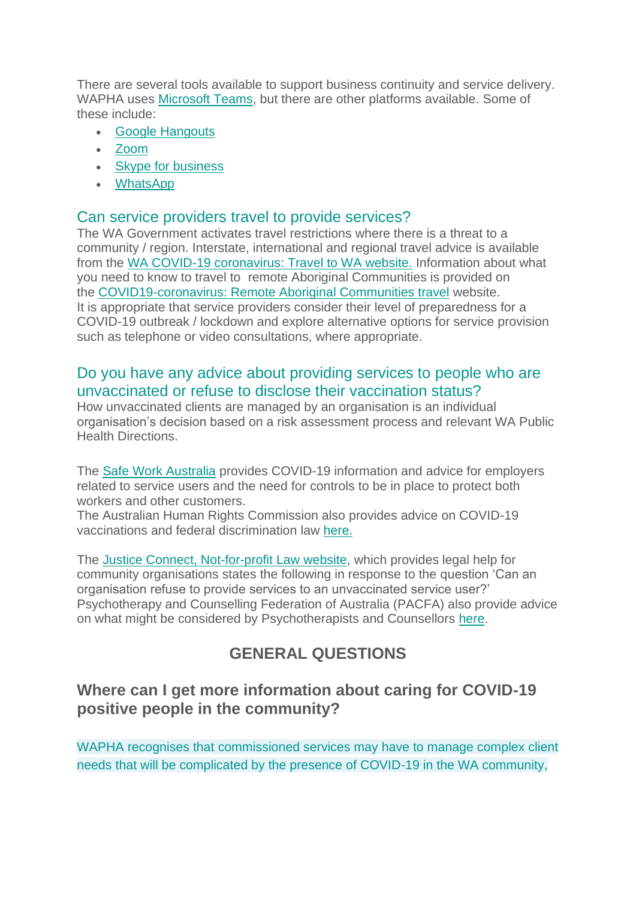There are several tools available to support business continuity and service delivery. WAPHA uses Microsoft Teams, but there are other platforms available. Some of these include:

- Google Hangouts
- Zoom
- Skype for business
- WhatsApp

### Can service providers travel to provide services?

The WA Government activates travel restrictions where there is a threat to a community / region. Interstate, international and regional travel advice is available from the WA COVID-19 coronavirus: Travel to WA website. Information about what you need to know to travel to remote Aboriginal Communities is provided on the COVID19-coronavirus: Remote Aboriginal Communities travel website.
It is appropriate that service providers consider their level of preparedness for a COVID-19 outbreak / lockdown and explore alternative options for service provision such as telephone or video consultations, where appropriate.

### Do you have any advice about providing services to people who are unvaccinated or refuse to disclose their vaccination status?

How unvaccinated clients are managed by an organisation is an individual organisation's decision based on a risk assessment process and relevant WA Public Health Directions.

The Safe Work Australia provides COVID-19 information and advice for employers related to service users and the need for controls to be in place to protect both workers and other customers.
The Australian Human Rights Commission also provides advice on COVID-19 vaccinations and federal discrimination law here.

The Justice Connect, Not-for-profit Law website, which provides legal help for community organisations states the following in response to the question 'Can an organisation refuse to provide services to an unvaccinated service user?'
Psychotherapy and Counselling Federation of Australia (PACFA) also provide advice on what might be considered by Psychotherapists and Counsellors here.

## GENERAL QUESTIONS

### Where can I get more information about caring for COVID-19 positive people in the community?

WAPHA recognises that commissioned services may have to manage complex client needs that will be complicated by the presence of COVID-19 in the WA community,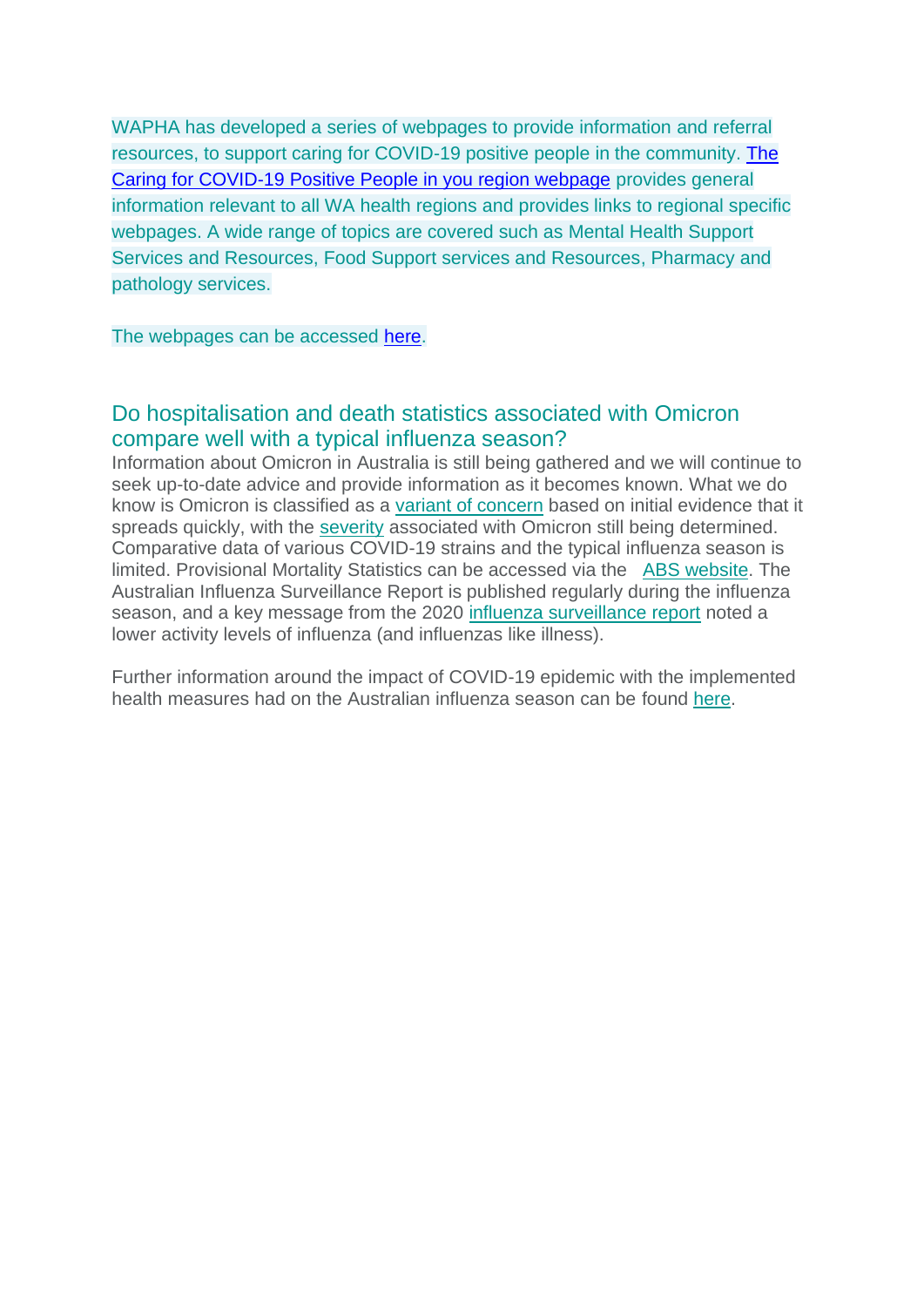WAPHA has developed a series of webpages to provide information and referral resources, to support caring for COVID-19 positive people in the community. The Caring for COVID-19 Positive People in you region webpage provides general information relevant to all WA health regions and provides links to regional specific webpages. A wide range of topics are covered such as Mental Health Support Services and Resources, Food Support services and Resources, Pharmacy and pathology services.

The webpages can be accessed here.

## Do hospitalisation and death statistics associated with Omicron compare well with a typical influenza season?

Information about Omicron in Australia is still being gathered and we will continue to seek up-to-date advice and provide information as it becomes known. What we do know is Omicron is classified as a variant of concern based on initial evidence that it spreads quickly, with the severity associated with Omicron still being determined. Comparative data of various COVID-19 strains and the typical influenza season is limited. Provisional Mortality Statistics can be accessed via the ABS website. The Australian Influenza Surveillance Report is published regularly during the influenza season, and a key message from the 2020 influenza surveillance report noted a lower activity levels of influenza (and influenzas like illness).

Further information around the impact of COVID-19 epidemic with the implemented health measures had on the Australian influenza season can be found here.